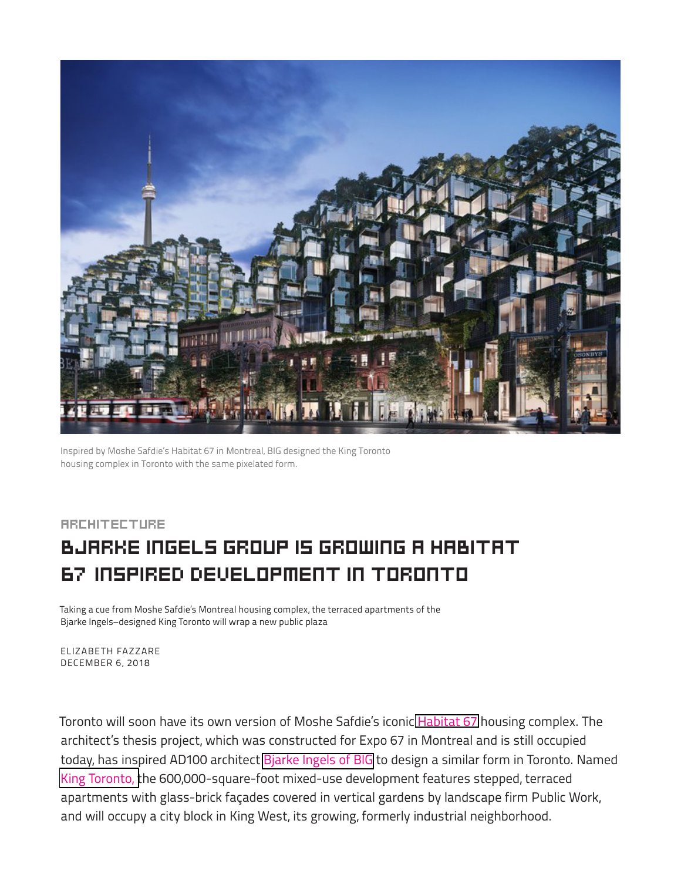Inspired by Moshe Safdie's Habitat 67 in Montreal, BIG designed the King Toronto housing complex in Toronto with the same pixelated form.

ARCHITECTURE

# BJARKE INGELS GROUP IS GROWING A HABITAT 67 INSPIRED DEVELOPMENT IN TORONTO

Taking a cue from Moshe Safdie's Montreal housing complex, the terraced apartments of the Bjarke Ingels–designed King Toronto will wrap a new public plaza

ELIZABETH FAZZARE
DECEMBER 6, 2018

Toronto will soon have its own version of Moshe Safdie's iconic Habitat 67 housing complex. The architect's thesis project, which was constructed for Expo 67 in Montreal and is still occupied today, has inspired AD100 architect Bjarke Ingels of BIG to design a similar form in Toronto. Named King Toronto, the 600,000-square-foot mixed-use development features stepped, terraced apartments with glass-brick façades covered in vertical gardens by landscape firm Public Work, and will occupy a city block in King West, its growing, formerly industrial neighborhood.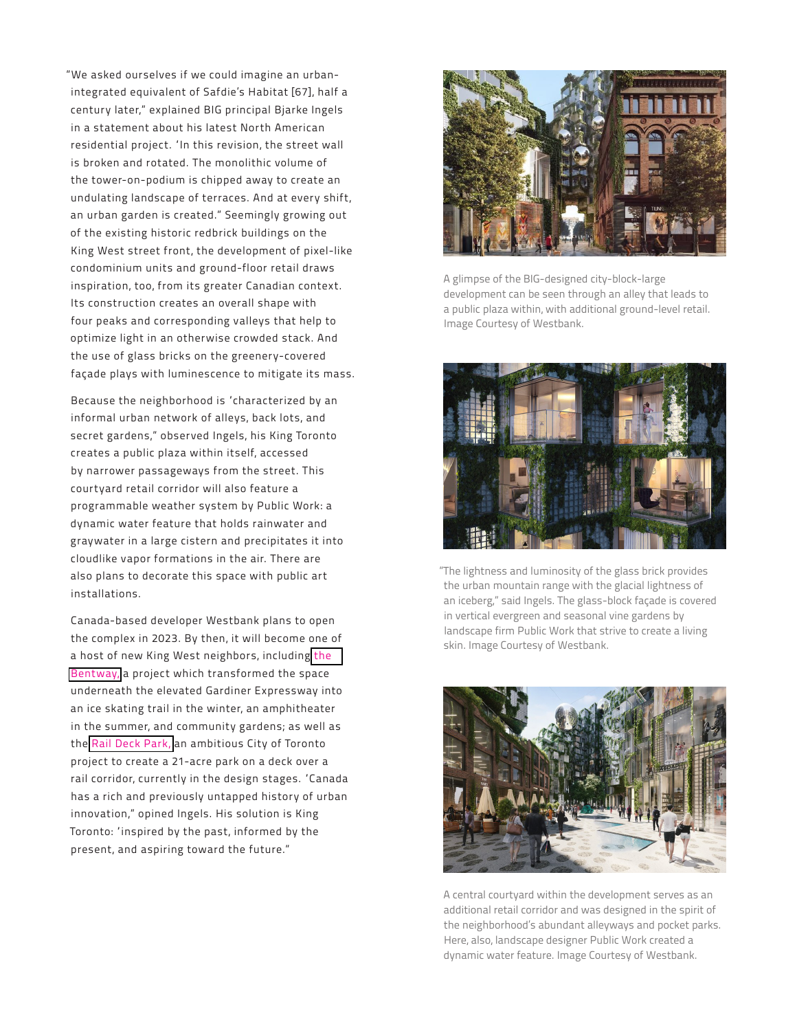"We asked ourselves if we could imagine an urban-integrated equivalent of Safdie's Habitat [67], half a century later," explained BIG principal Bjarke Ingels in a statement about his latest North American residential project. 'In this revision, the street wall is broken and rotated. The monolithic volume of the tower-on-podium is chipped away to create an undulating landscape of terraces. And at every shift, an urban garden is created." Seemingly growing out of the existing historic redbrick buildings on the King West street front, the development of pixel-like condominium units and ground-floor retail draws inspiration, too, from its greater Canadian context. Its construction creates an overall shape with four peaks and corresponding valleys that help to optimize light in an otherwise crowded stack. And the use of glass bricks on the greenery-covered façade plays with luminescence to mitigate its mass.

Because the neighborhood is 'characterized by an informal urban network of alleys, back lots, and secret gardens," observed Ingels, his King Toronto creates a public plaza within itself, accessed by narrower passageways from the street. This courtyard retail corridor will also feature a programmable weather system by Public Work: a dynamic water feature that holds rainwater and graywater in a large cistern and precipitates it into cloudlike vapor formations in the air. There are also plans to decorate this space with public art installations.

Canada-based developer Westbank plans to open the complex in 2023. By then, it will become one of a host of new King West neighbors, including the Bentway, a project which transformed the space underneath the elevated Gardiner Expressway into an ice skating trail in the winter, an amphitheater in the summer, and community gardens; as well as the Rail Deck Park, an ambitious City of Toronto project to create a 21-acre park on a deck over a rail corridor, currently in the design stages. 'Canada has a rich and previously untapped history of urban innovation," opined Ingels. His solution is King Toronto: 'inspired by the past, informed by the present, and aspiring toward the future."

A glimpse of the BIG-designed city-block-large development can be seen through an alley that leads to a public plaza within, with additional ground-level retail. Image Courtesy of Westbank.

"The lightness and luminosity of the glass brick provides the urban mountain range with the glacial lightness of an iceberg," said Ingels. The glass-block façade is covered in vertical evergreen and seasonal vine gardens by landscape firm Public Work that strive to create a living skin. Image Courtesy of Westbank.

A central courtyard within the development serves as an additional retail corridor and was designed in the spirit of the neighborhood's abundant alleyways and pocket parks. Here, also, landscape designer Public Work created a dynamic water feature. Image Courtesy of Westbank.